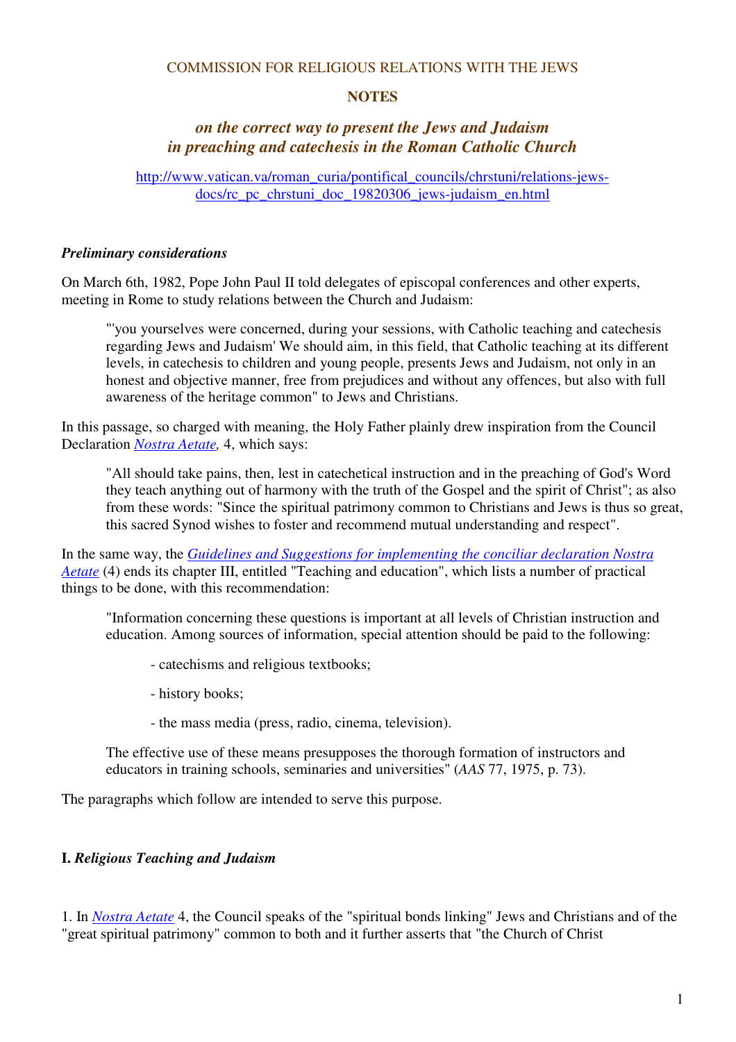COMMISSION FOR RELIGIOUS RELATIONS WITH THE JEWS

**NOTES**

***on the correct way to present the Jews and Judaism in preaching and catechesis in the Roman Catholic Church***

http://www.vatican.va/roman_curia/pontifical_councils/chrstuni/relations-jews-docs/rc_pc_chrstuni_doc_19820306_jews-judaism_en.html

***Preliminary considerations***

On March 6th, 1982, Pope John Paul II told delegates of episcopal conferences and other experts, meeting in Rome to study relations between the Church and Judaism:

> "'you yourselves were concerned, during your sessions, with Catholic teaching and catechesis regarding Jews and Judaism' We should aim, in this field, that Catholic teaching at its different levels, in catechesis to children and young people, presents Jews and Judaism, not only in an honest and objective manner, free from prejudices and without any offences, but also with full awareness of the heritage common" to Jews and Christians.

In this passage, so charged with meaning, the Holy Father plainly drew inspiration from the Council Declaration *Nostra Aetate,* 4, which says:

> "All should take pains, then, lest in catechetical instruction and in the preaching of God's Word they teach anything out of harmony with the truth of the Gospel and the spirit of Christ"; as also from these words: "Since the spiritual patrimony common to Christians and Jews is thus so great, this sacred Synod wishes to foster and recommend mutual understanding and respect".

In the same way, the *Guidelines and Suggestions for implementing the conciliar declaration Nostra Aetate* (4) ends its chapter III, entitled "Teaching and education", which lists a number of practical things to be done, with this recommendation:

> "Information concerning these questions is important at all levels of Christian instruction and education. Among sources of information, special attention should be paid to the following:
>
> - catechisms and religious textbooks;
> - history books;
> - the mass media (press, radio, cinema, television).
>
> The effective use of these means presupposes the thorough formation of instructors and educators in training schools, seminaries and universities" (*AAS* 77, 1975, p. 73).

The paragraphs which follow are intended to serve this purpose.

**I.** ***Religious Teaching and Judaism***

1. In *Nostra Aetate* 4, the Council speaks of the "spiritual bonds linking" Jews and Christians and of the "great spiritual patrimony" common to both and it further asserts that "the Church of Christ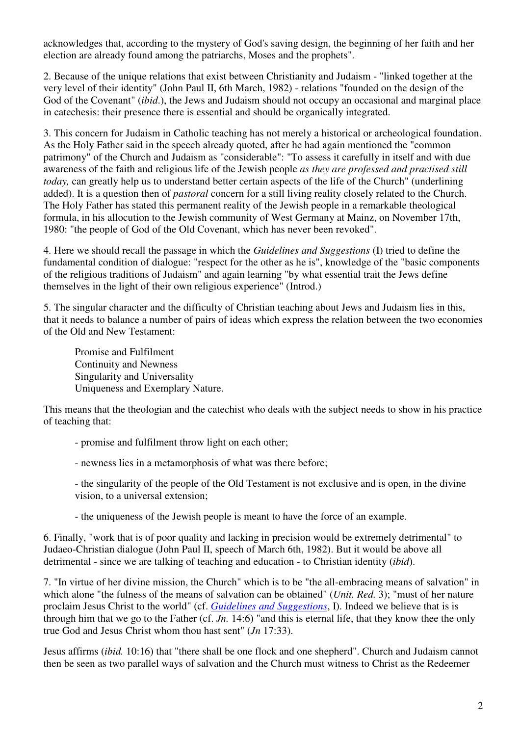acknowledges that, according to the mystery of God's saving design, the beginning of her faith and her election are already found among the patriarchs, Moses and the prophets".

2. Because of the unique relations that exist between Christianity and Judaism - "linked together at the very level of their identity" (John Paul II, 6th March, 1982) - relations "founded on the design of the God of the Covenant" (*ibid*.), the Jews and Judaism should not occupy an occasional and marginal place in catechesis: their presence there is essential and should be organically integrated.

3. This concern for Judaism in Catholic teaching has not merely a historical or archeological foundation. As the Holy Father said in the speech already quoted, after he had again mentioned the "common patrimony" of the Church and Judaism as "considerable": "To assess it carefully in itself and with due awareness of the faith and religious life of the Jewish people *as they are professed and practised still today,* can greatly help us to understand better certain aspects of the life of the Church" (underlining added). It is a question then of *pastoral* concern for a still living reality closely related to the Church. The Holy Father has stated this permanent reality of the Jewish people in a remarkable theological formula, in his allocution to the Jewish community of West Germany at Mainz, on November 17th, 1980: "the people of God of the Old Covenant, which has never been revoked".

4. Here we should recall the passage in which the *Guidelines and Suggestions* (I) tried to define the fundamental condition of dialogue: "respect for the other as he is", knowledge of the "basic components of the religious traditions of Judaism" and again learning "by what essential trait the Jews define themselves in the light of their own religious experience" (Introd.)

5. The singular character and the difficulty of Christian teaching about Jews and Judaism lies in this, that it needs to balance a number of pairs of ideas which express the relation between the two economies of the Old and New Testament:

Promise and Fulfilment
Continuity and Newness
Singularity and Universality
Uniqueness and Exemplary Nature.

This means that the theologian and the catechist who deals with the subject needs to show in his practice of teaching that:

- promise and fulfilment throw light on each other;
- newness lies in a metamorphosis of what was there before;
- the singularity of the people of the Old Testament is not exclusive and is open, in the divine vision, to a universal extension;
- the uniqueness of the Jewish people is meant to have the force of an example.

6. Finally, "work that is of poor quality and lacking in precision would be extremely detrimental" to Judaeo-Christian dialogue (John Paul II, speech of March 6th, 1982). But it would be above all detrimental - since we are talking of teaching and education - to Christian identity (*ibid*).

7. "In virtue of her divine mission, the Church" which is to be "the all-embracing means of salvation" in which alone "the fulness of the means of salvation can be obtained" (*Unit. Red.* 3); "must of her nature proclaim Jesus Christ to the world" (cf. *Guidelines and Suggestions*, I). Indeed we believe that is is through him that we go to the Father (cf. *Jn.* 14:6) "and this is eternal life, that they know thee the only true God and Jesus Christ whom thou hast sent" (*Jn* 17:33).

Jesus affirms (*ibid.* 10:16) that "there shall be one flock and one shepherd". Church and Judaism cannot then be seen as two parallel ways of salvation and the Church must witness to Christ as the Redeemer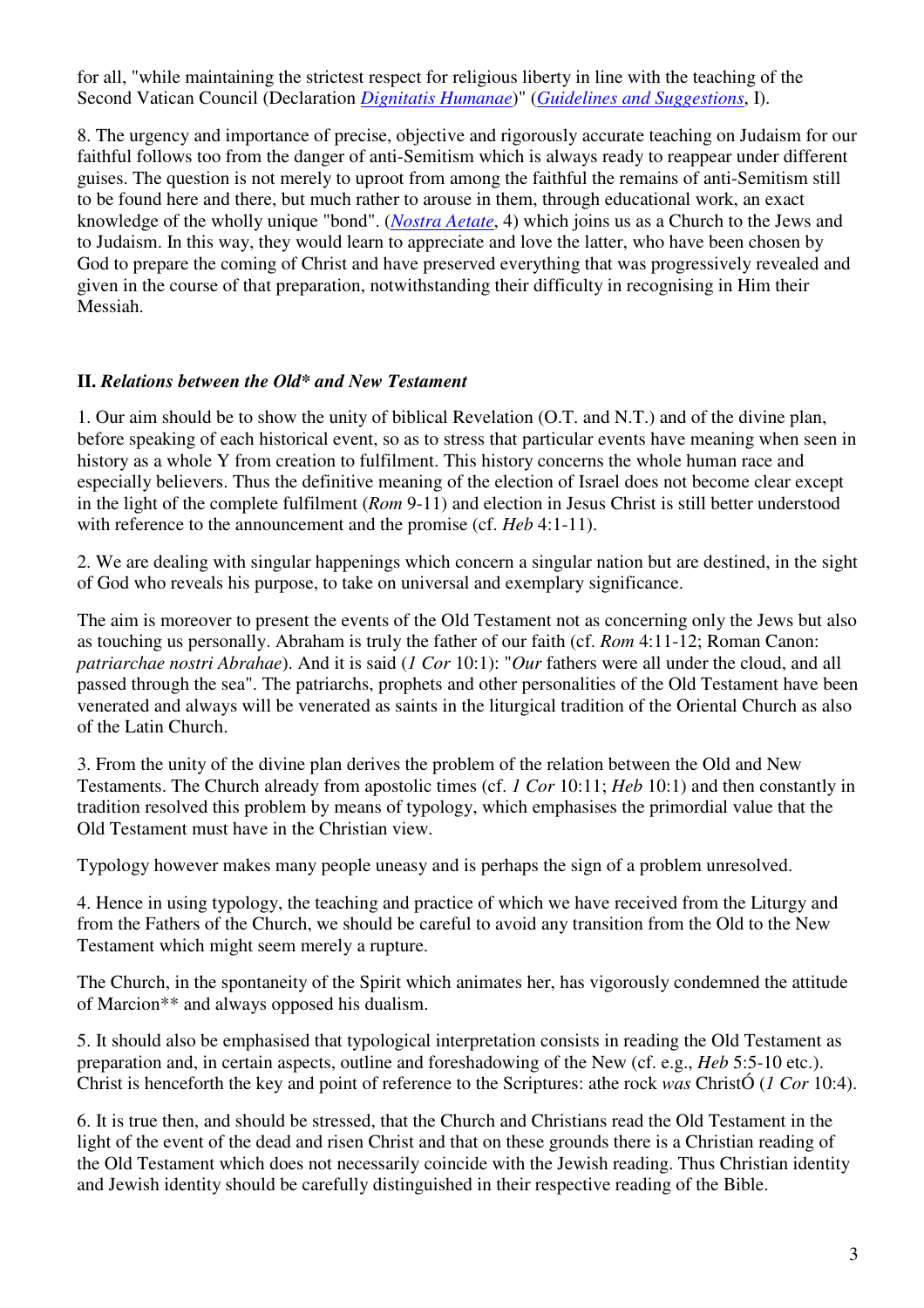for all, "while maintaining the strictest respect for religious liberty in line with the teaching of the Second Vatican Council (Declaration *Dignitatis Humanae*)" (*Guidelines and Suggestions*, I).

8. The urgency and importance of precise, objective and rigorously accurate teaching on Judaism for our faithful follows too from the danger of anti-Semitism which is always ready to reappear under different guises. The question is not merely to uproot from among the faithful the remains of anti-Semitism still to be found here and there, but much rather to arouse in them, through educational work, an exact knowledge of the wholly unique "bond". (*Nostra Aetate*, 4) which joins us as a Church to the Jews and to Judaism. In this way, they would learn to appreciate and love the latter, who have been chosen by God to prepare the coming of Christ and have preserved everything that was progressively revealed and given in the course of that preparation, notwithstanding their difficulty in recognising in Him their Messiah.

## II. *Relations between the Old* and New Testament*

1. Our aim should be to show the unity of biblical Revelation (O.T. and N.T.) and of the divine plan, before speaking of each historical event, so as to stress that particular events have meaning when seen in history as a whole Y from creation to fulfilment. This history concerns the whole human race and especially believers. Thus the definitive meaning of the election of Israel does not become clear except in the light of the complete fulfilment (*Rom* 9-11) and election in Jesus Christ is still better understood with reference to the announcement and the promise (cf. *Heb* 4:1-11).

2. We are dealing with singular happenings which concern a singular nation but are destined, in the sight of God who reveals his purpose, to take on universal and exemplary significance.

The aim is moreover to present the events of the Old Testament not as concerning only the Jews but also as touching us personally. Abraham is truly the father of our faith (cf. *Rom* 4:11-12; Roman Canon: *patriarchae nostri Abrahae*). And it is said (*1 Cor* 10:1): "*Our* fathers were all under the cloud, and all passed through the sea". The patriarchs, prophets and other personalities of the Old Testament have been venerated and always will be venerated as saints in the liturgical tradition of the Oriental Church as also of the Latin Church.

3. From the unity of the divine plan derives the problem of the relation between the Old and New Testaments. The Church already from apostolic times (cf. *1 Cor* 10:11; *Heb* 10:1) and then constantly in tradition resolved this problem by means of typology, which emphasises the primordial value that the Old Testament must have in the Christian view.

Typology however makes many people uneasy and is perhaps the sign of a problem unresolved.

4. Hence in using typology, the teaching and practice of which we have received from the Liturgy and from the Fathers of the Church, we should be careful to avoid any transition from the Old to the New Testament which might seem merely a rupture.

The Church, in the spontaneity of the Spirit which animates her, has vigorously condemned the attitude of Marcion** and always opposed his dualism.

5. It should also be emphasised that typological interpretation consists in reading the Old Testament as preparation and, in certain aspects, outline and foreshadowing of the New (cf. e.g., *Heb* 5:5-10 etc.). Christ is henceforth the key and point of reference to the Scriptures: athe rock *was* ChristÓ (*1 Cor* 10:4).

6. It is true then, and should be stressed, that the Church and Christians read the Old Testament in the light of the event of the dead and risen Christ and that on these grounds there is a Christian reading of the Old Testament which does not necessarily coincide with the Jewish reading. Thus Christian identity and Jewish identity should be carefully distinguished in their respective reading of the Bible.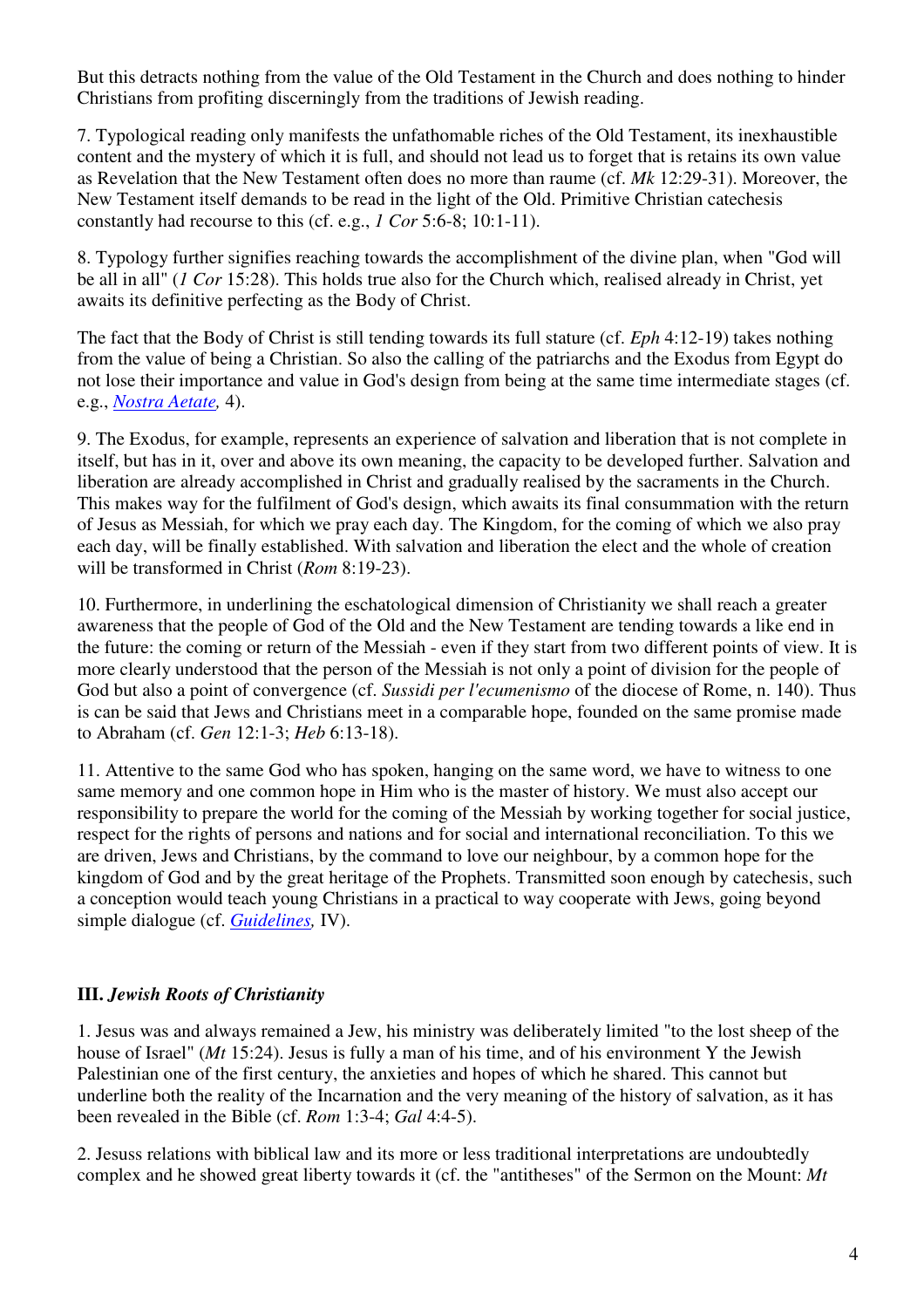But this detracts nothing from the value of the Old Testament in the Church and does nothing to hinder Christians from profiting discerningly from the traditions of Jewish reading.

7. Typological reading only manifests the unfathomable riches of the Old Testament, its inexhaustible content and the mystery of which it is full, and should not lead us to forget that is retains its own value as Revelation that the New Testament often does no more than raume (cf. *Mk* 12:29-31). Moreover, the New Testament itself demands to be read in the light of the Old. Primitive Christian catechesis constantly had recourse to this (cf. e.g., *1 Cor* 5:6-8; 10:1-11).

8. Typology further signifies reaching towards the accomplishment of the divine plan, when "God will be all in all" (*1 Cor* 15:28). This holds true also for the Church which, realised already in Christ, yet awaits its definitive perfecting as the Body of Christ.

The fact that the Body of Christ is still tending towards its full stature (cf. *Eph* 4:12-19) takes nothing from the value of being a Christian. So also the calling of the patriarchs and the Exodus from Egypt do not lose their importance and value in God's design from being at the same time intermediate stages (cf. e.g., *Nostra Aetate,* 4).

9. The Exodus, for example, represents an experience of salvation and liberation that is not complete in itself, but has in it, over and above its own meaning, the capacity to be developed further. Salvation and liberation are already accomplished in Christ and gradually realised by the sacraments in the Church. This makes way for the fulfilment of God's design, which awaits its final consummation with the return of Jesus as Messiah, for which we pray each day. The Kingdom, for the coming of which we also pray each day, will be finally established. With salvation and liberation the elect and the whole of creation will be transformed in Christ (*Rom* 8:19-23).

10. Furthermore, in underlining the eschatological dimension of Christianity we shall reach a greater awareness that the people of God of the Old and the New Testament are tending towards a like end in the future: the coming or return of the Messiah - even if they start from two different points of view. It is more clearly understood that the person of the Messiah is not only a point of division for the people of God but also a point of convergence (cf. *Sussidi per l'ecumenismo* of the diocese of Rome, n. 140). Thus is can be said that Jews and Christians meet in a comparable hope, founded on the same promise made to Abraham (cf. *Gen* 12:1-3; *Heb* 6:13-18).

11. Attentive to the same God who has spoken, hanging on the same word, we have to witness to one same memory and one common hope in Him who is the master of history. We must also accept our responsibility to prepare the world for the coming of the Messiah by working together for social justice, respect for the rights of persons and nations and for social and international reconciliation. To this we are driven, Jews and Christians, by the command to love our neighbour, by a common hope for the kingdom of God and by the great heritage of the Prophets. Transmitted soon enough by catechesis, such a conception would teach young Christians in a practical to way cooperate with Jews, going beyond simple dialogue (cf. *Guidelines,* IV).

### III. *Jewish Roots of Christianity*

1. Jesus was and always remained a Jew, his ministry was deliberately limited "to the lost sheep of the house of Israel" (*Mt* 15:24). Jesus is fully a man of his time, and of his environment Y the Jewish Palestinian one of the first century, the anxieties and hopes of which he shared. This cannot but underline both the reality of the Incarnation and the very meaning of the history of salvation, as it has been revealed in the Bible (cf. *Rom* 1:3-4; *Gal* 4:4-5).

2. Jesuss relations with biblical law and its more or less traditional interpretations are undoubtedly complex and he showed great liberty towards it (cf. the "antitheses" of the Sermon on the Mount: *Mt*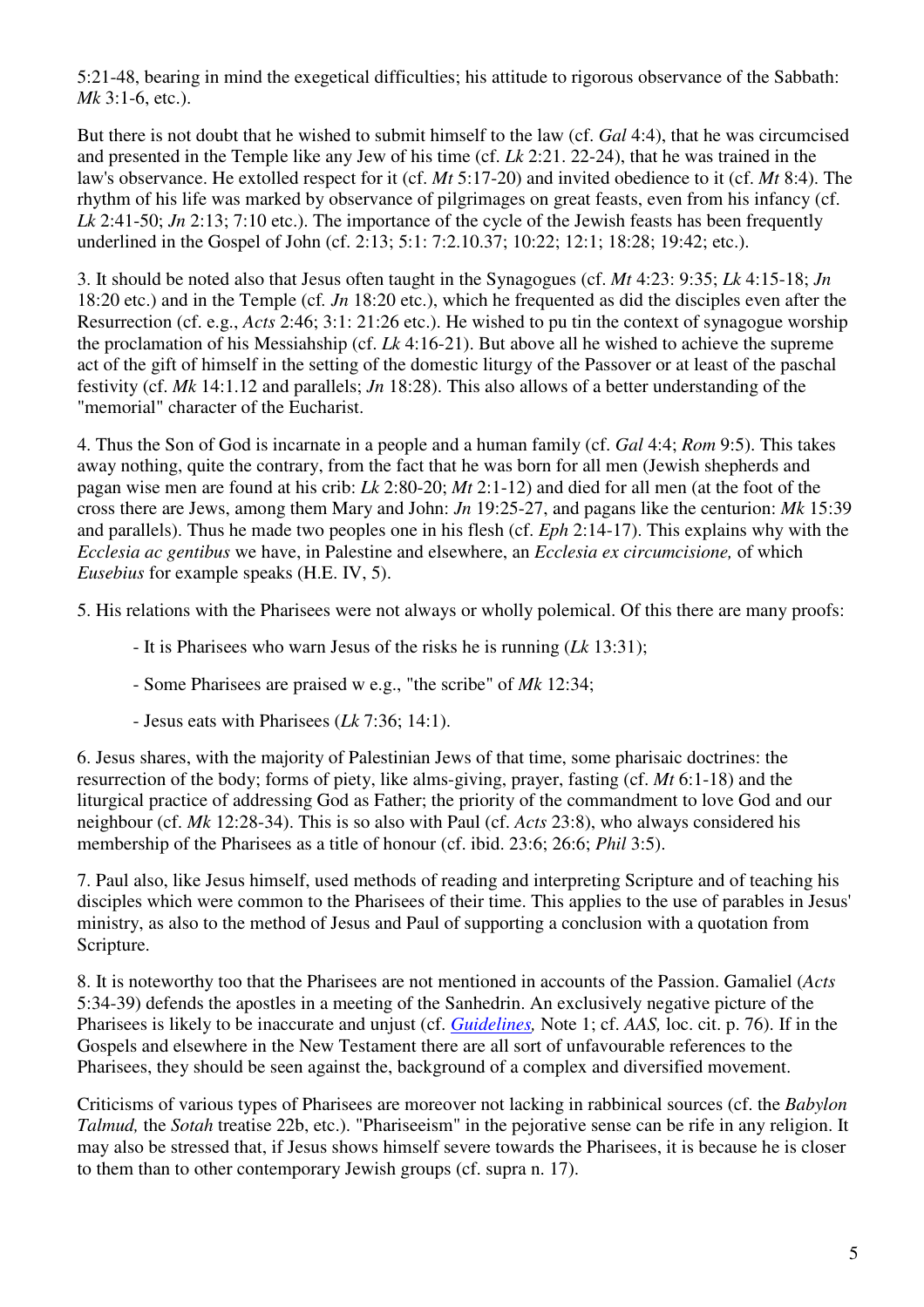5:21-48, bearing in mind the exegetical difficulties; his attitude to rigorous observance of the Sabbath: *Mk* 3:1-6, etc.).

But there is not doubt that he wished to submit himself to the law (cf. *Gal* 4:4), that he was circumcised and presented in the Temple like any Jew of his time (cf. *Lk* 2:21. 22-24), that he was trained in the law's observance. He extolled respect for it (cf. *Mt* 5:17-20) and invited obedience to it (cf. *Mt* 8:4). The rhythm of his life was marked by observance of pilgrimages on great feasts, even from his infancy (cf. *Lk* 2:41-50; *Jn* 2:13; 7:10 etc.). The importance of the cycle of the Jewish feasts has been frequently underlined in the Gospel of John (cf. 2:13; 5:1: 7:2.10.37; 10:22; 12:1; 18:28; 19:42; etc.).

3. It should be noted also that Jesus often taught in the Synagogues (cf. *Mt* 4:23: 9:35; *Lk* 4:15-18; *Jn* 18:20 etc.) and in the Temple (cf. *Jn* 18:20 etc.), which he frequented as did the disciples even after the Resurrection (cf. e.g., *Acts* 2:46; 3:1: 21:26 etc.). He wished to pu tin the context of synagogue worship the proclamation of his Messiahship (cf. *Lk* 4:16-21). But above all he wished to achieve the supreme act of the gift of himself in the setting of the domestic liturgy of the Passover or at least of the paschal festivity (cf. *Mk* 14:1.12 and parallels; *Jn* 18:28). This also allows of a better understanding of the "memorial" character of the Eucharist.

4. Thus the Son of God is incarnate in a people and a human family (cf. *Gal* 4:4; *Rom* 9:5). This takes away nothing, quite the contrary, from the fact that he was born for all men (Jewish shepherds and pagan wise men are found at his crib: *Lk* 2:80-20; *Mt* 2:1-12) and died for all men (at the foot of the cross there are Jews, among them Mary and John: *Jn* 19:25-27, and pagans like the centurion: *Mk* 15:39 and parallels). Thus he made two peoples one in his flesh (cf. *Eph* 2:14-17). This explains why with the *Ecclesia ac gentibus* we have, in Palestine and elsewhere, an *Ecclesia ex circumcisione,* of which *Eusebius* for example speaks (H.E. IV, 5).

5. His relations with the Pharisees were not always or wholly polemical. Of this there are many proofs:

- It is Pharisees who warn Jesus of the risks he is running (*Lk* 13:31);
- Some Pharisees are praised w e.g., "the scribe" of *Mk* 12:34;
- Jesus eats with Pharisees (*Lk* 7:36; 14:1).

6. Jesus shares, with the majority of Palestinian Jews of that time, some pharisaic doctrines: the resurrection of the body; forms of piety, like alms-giving, prayer, fasting (cf. *Mt* 6:1-18) and the liturgical practice of addressing God as Father; the priority of the commandment to love God and our neighbour (cf. *Mk* 12:28-34). This is so also with Paul (cf. *Acts* 23:8), who always considered his membership of the Pharisees as a title of honour (cf. ibid. 23:6; 26:6; *Phil* 3:5).

7. Paul also, like Jesus himself, used methods of reading and interpreting Scripture and of teaching his disciples which were common to the Pharisees of their time. This applies to the use of parables in Jesus' ministry, as also to the method of Jesus and Paul of supporting a conclusion with a quotation from Scripture.

8. It is noteworthy too that the Pharisees are not mentioned in accounts of the Passion. Gamaliel (*Acts* 5:34-39) defends the apostles in a meeting of the Sanhedrin. An exclusively negative picture of the Pharisees is likely to be inaccurate and unjust (cf. *Guidelines,* Note 1; cf. *AAS,* loc. cit. p. 76). If in the Gospels and elsewhere in the New Testament there are all sort of unfavourable references to the Pharisees, they should be seen against the, background of a complex and diversified movement.

Criticisms of various types of Pharisees are moreover not lacking in rabbinical sources (cf. the *Babylon Talmud,* the *Sotah* treatise 22b, etc.). "Phariseeism" in the pejorative sense can be rife in any religion. It may also be stressed that, if Jesus shows himself severe towards the Pharisees, it is because he is closer to them than to other contemporary Jewish groups (cf. supra n. 17).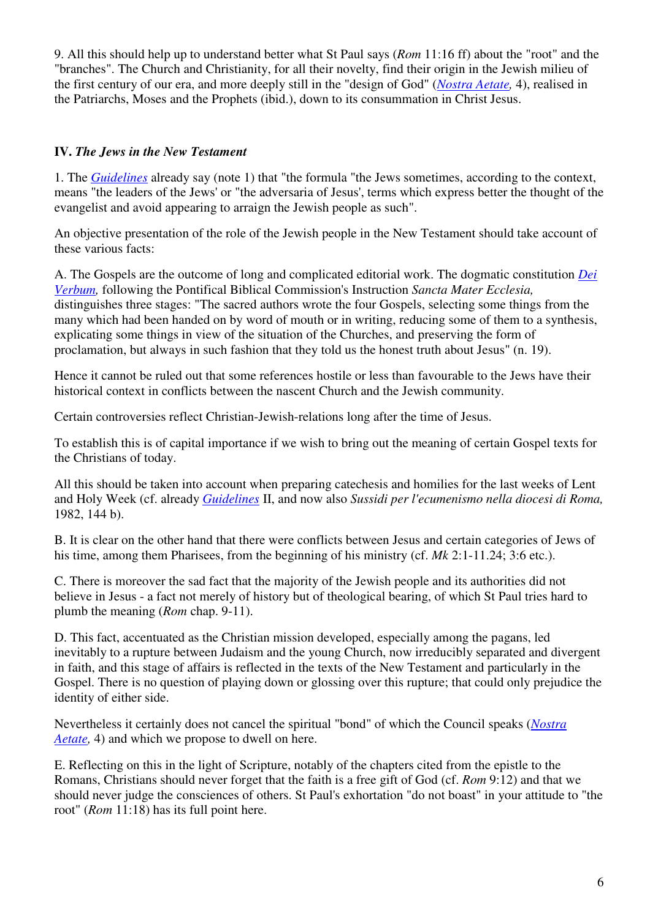9. All this should help up to understand better what St Paul says (*Rom* 11:16 ff) about the "root" and the "branches". The Church and Christianity, for all their novelty, find their origin in the Jewish milieu of the first century of our era, and more deeply still in the "design of God" (*Nostra Aetate,* 4), realised in the Patriarchs, Moses and the Prophets (ibid.), down to its consummation in Christ Jesus.

## IV. *The Jews in the New Testament*

1. The *Guidelines* already say (note 1) that "the formula "the Jews sometimes, according to the context, means "the leaders of the Jews' or "the adversaria of Jesus', terms which express better the thought of the evangelist and avoid appearing to arraign the Jewish people as such".

An objective presentation of the role of the Jewish people in the New Testament should take account of these various facts:

A. The Gospels are the outcome of long and complicated editorial work. The dogmatic constitution *Dei Verbum,* following the Pontifical Biblical Commission's Instruction *Sancta Mater Ecclesia,* distinguishes three stages: "The sacred authors wrote the four Gospels, selecting some things from the many which had been handed on by word of mouth or in writing, reducing some of them to a synthesis, explicating some things in view of the situation of the Churches, and preserving the form of proclamation, but always in such fashion that they told us the honest truth about Jesus" (n. 19).

Hence it cannot be ruled out that some references hostile or less than favourable to the Jews have their historical context in conflicts between the nascent Church and the Jewish community.

Certain controversies reflect Christian-Jewish-relations long after the time of Jesus.

To establish this is of capital importance if we wish to bring out the meaning of certain Gospel texts for the Christians of today.

All this should be taken into account when preparing catechesis and homilies for the last weeks of Lent and Holy Week (cf. already *Guidelines* II, and now also *Sussidi per l'ecumenismo nella diocesi di Roma,* 1982, 144 b).

B. It is clear on the other hand that there were conflicts between Jesus and certain categories of Jews of his time, among them Pharisees, from the beginning of his ministry (cf. *Mk* 2:1-11.24; 3:6 etc.).

C. There is moreover the sad fact that the majority of the Jewish people and its authorities did not believe in Jesus - a fact not merely of history but of theological bearing, of which St Paul tries hard to plumb the meaning (*Rom* chap. 9-11).

D. This fact, accentuated as the Christian mission developed, especially among the pagans, led inevitably to a rupture between Judaism and the young Church, now irreducibly separated and divergent in faith, and this stage of affairs is reflected in the texts of the New Testament and particularly in the Gospel. There is no question of playing down or glossing over this rupture; that could only prejudice the identity of either side.

Nevertheless it certainly does not cancel the spiritual "bond" of which the Council speaks (*Nostra Aetate,* 4) and which we propose to dwell on here.

E. Reflecting on this in the light of Scripture, notably of the chapters cited from the epistle to the Romans, Christians should never forget that the faith is a free gift of God (cf. *Rom* 9:12) and that we should never judge the consciences of others. St Paul's exhortation "do not boast" in your attitude to "the root" (*Rom* 11:18) has its full point here.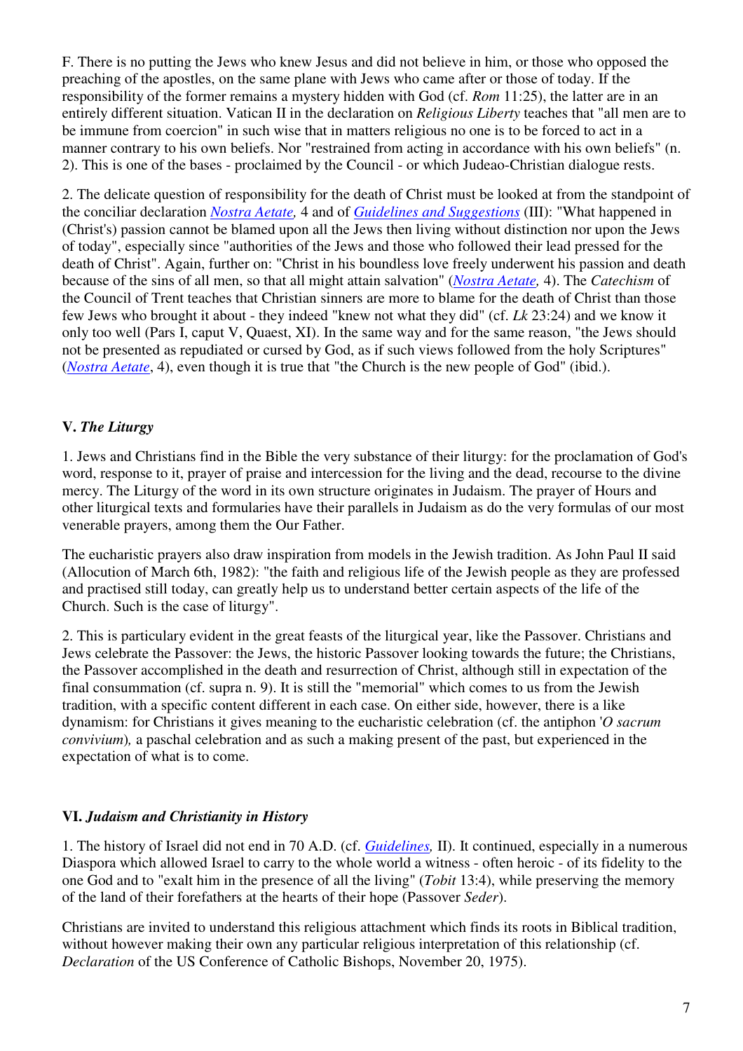F. There is no putting the Jews who knew Jesus and did not believe in him, or those who opposed the preaching of the apostles, on the same plane with Jews who came after or those of today. If the responsibility of the former remains a mystery hidden with God (cf. *Rom* 11:25), the latter are in an entirely different situation. Vatican II in the declaration on *Religious Liberty* teaches that "all men are to be immune from coercion" in such wise that in matters religious no one is to be forced to act in a manner contrary to his own beliefs. Nor "restrained from acting in accordance with his own beliefs" (n. 2). This is one of the bases - proclaimed by the Council - or which Judeao-Christian dialogue rests.

2. The delicate question of responsibility for the death of Christ must be looked at from the standpoint of the conciliar declaration *Nostra Aetate,* 4 and of *Guidelines and Suggestions* (III): "What happened in (Christ's) passion cannot be blamed upon all the Jews then living without distinction nor upon the Jews of today", especially since "authorities of the Jews and those who followed their lead pressed for the death of Christ". Again, further on: "Christ in his boundless love freely underwent his passion and death because of the sins of all men, so that all might attain salvation" (*Nostra Aetate,* 4). The *Catechism* of the Council of Trent teaches that Christian sinners are more to blame for the death of Christ than those few Jews who brought it about - they indeed "knew not what they did" (cf. *Lk* 23:24) and we know it only too well (Pars I, caput V, Quaest, XI). In the same way and for the same reason, "the Jews should not be presented as repudiated or cursed by God, as if such views followed from the holy Scriptures" (*Nostra Aetate*, 4), even though it is true that "the Church is the new people of God" (ibid.).

## V. *The Liturgy*

1. Jews and Christians find in the Bible the very substance of their liturgy: for the proclamation of God's word, response to it, prayer of praise and intercession for the living and the dead, recourse to the divine mercy. The Liturgy of the word in its own structure originates in Judaism. The prayer of Hours and other liturgical texts and formularies have their parallels in Judaism as do the very formulas of our most venerable prayers, among them the Our Father.

The eucharistic prayers also draw inspiration from models in the Jewish tradition. As John Paul II said (Allocution of March 6th, 1982): "the faith and religious life of the Jewish people as they are professed and practised still today, can greatly help us to understand better certain aspects of the life of the Church. Such is the case of liturgy".

2. This is particulary evident in the great feasts of the liturgical year, like the Passover. Christians and Jews celebrate the Passover: the Jews, the historic Passover looking towards the future; the Christians, the Passover accomplished in the death and resurrection of Christ, although still in expectation of the final consummation (cf. supra n. 9). It is still the "memorial" which comes to us from the Jewish tradition, with a specific content different in each case. On either side, however, there is a like dynamism: for Christians it gives meaning to the eucharistic celebration (cf. the antiphon '*O sacrum convivium*)*,* a paschal celebration and as such a making present of the past, but experienced in the expectation of what is to come.

## VI. *Judaism and Christianity in History*

1. The history of Israel did not end in 70 A.D. (cf. *Guidelines,* II). It continued, especially in a numerous Diaspora which allowed Israel to carry to the whole world a witness - often heroic - of its fidelity to the one God and to "exalt him in the presence of all the living" (*Tobit* 13:4), while preserving the memory of the land of their forefathers at the hearts of their hope (Passover *Seder*).

Christians are invited to understand this religious attachment which finds its roots in Biblical tradition, without however making their own any particular religious interpretation of this relationship (cf. *Declaration* of the US Conference of Catholic Bishops, November 20, 1975).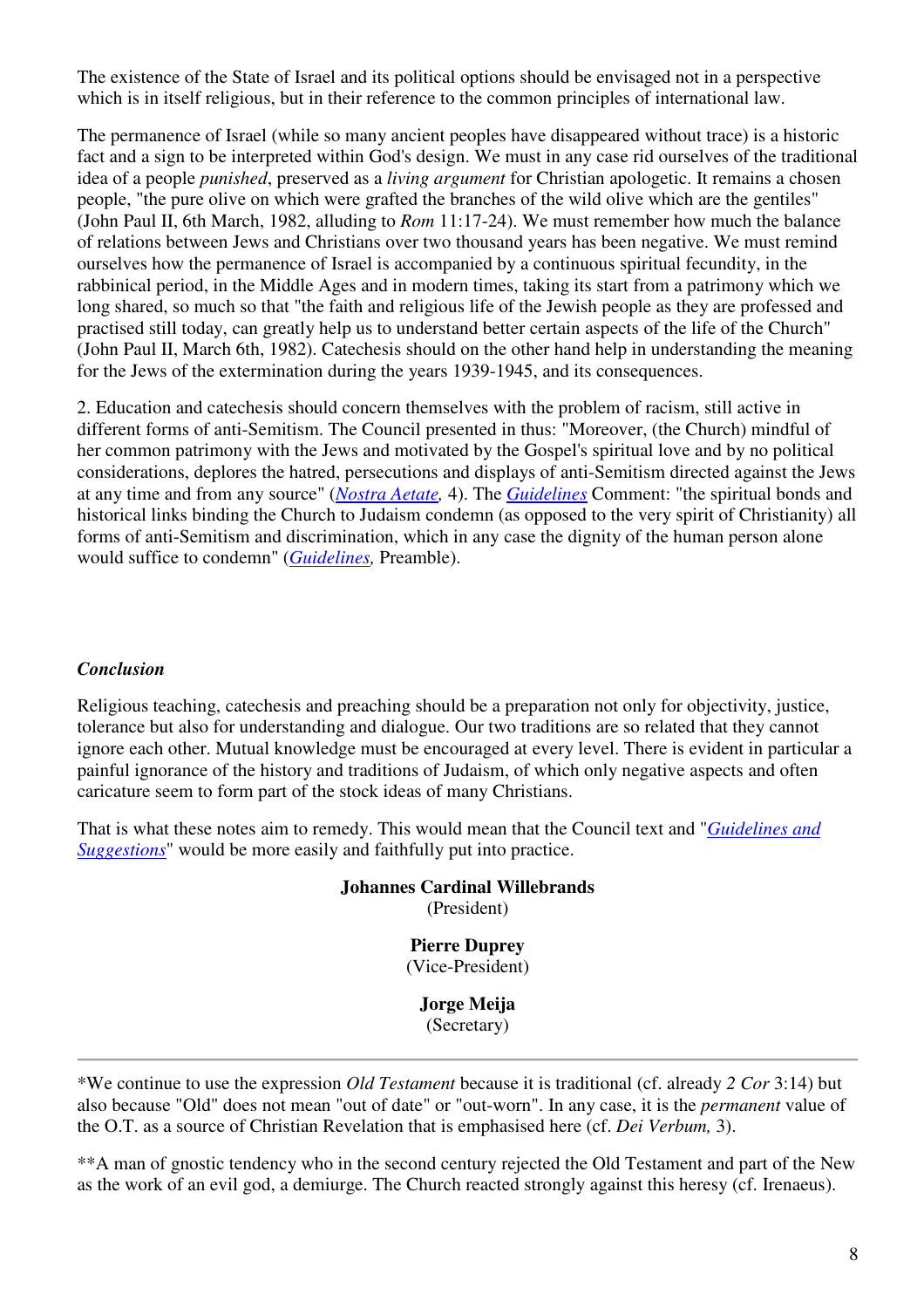The existence of the State of Israel and its political options should be envisaged not in a perspective which is in itself religious, but in their reference to the common principles of international law.

The permanence of Israel (while so many ancient peoples have disappeared without trace) is a historic fact and a sign to be interpreted within God's design. We must in any case rid ourselves of the traditional idea of a people *punished*, preserved as a *living argument* for Christian apologetic. It remains a chosen people, "the pure olive on which were grafted the branches of the wild olive which are the gentiles" (John Paul II, 6th March, 1982, alluding to *Rom* 11:17-24). We must remember how much the balance of relations between Jews and Christians over two thousand years has been negative. We must remind ourselves how the permanence of Israel is accompanied by a continuous spiritual fecundity, in the rabbinical period, in the Middle Ages and in modern times, taking its start from a patrimony which we long shared, so much so that "the faith and religious life of the Jewish people as they are professed and practised still today, can greatly help us to understand better certain aspects of the life of the Church" (John Paul II, March 6th, 1982). Catechesis should on the other hand help in understanding the meaning for the Jews of the extermination during the years 1939-1945, and its consequences.

2. Education and catechesis should concern themselves with the problem of racism, still active in different forms of anti-Semitism. The Council presented in thus: "Moreover, (the Church) mindful of her common patrimony with the Jews and motivated by the Gospel's spiritual love and by no political considerations, deplores the hatred, persecutions and displays of anti-Semitism directed against the Jews at any time and from any source" (*Nostra Aetate,* 4). The *Guidelines* Comment: "the spiritual bonds and historical links binding the Church to Judaism condemn (as opposed to the very spirit of Christianity) all forms of anti-Semitism and discrimination, which in any case the dignity of the human person alone would suffice to condemn" (*Guidelines,* Preamble).

### *Conclusion*

Religious teaching, catechesis and preaching should be a preparation not only for objectivity, justice, tolerance but also for understanding and dialogue. Our two traditions are so related that they cannot ignore each other. Mutual knowledge must be encouraged at every level. There is evident in particular a painful ignorance of the history and traditions of Judaism, of which only negative aspects and often caricature seem to form part of the stock ideas of many Christians.

That is what these notes aim to remedy. This would mean that the Council text and "*Guidelines and Suggestions*" would be more easily and faithfully put into practice.

**Johannes Cardinal Willebrands**
(President)

**Pierre Duprey**
(Vice-President)

**Jorge Meija**
(Secretary)

---

*We continue to use the expression *Old Testament* because it is traditional (cf. already *2 Cor* 3:14) but also because "Old" does not mean "out of date" or "out-worn". In any case, it is the *permanent* value of the O.T. as a source of Christian Revelation that is emphasised here (cf. *Dei Verbum,* 3).

**A man of gnostic tendency who in the second century rejected the Old Testament and part of the New as the work of an evil god, a demiurge. The Church reacted strongly against this heresy (cf. Irenaeus).